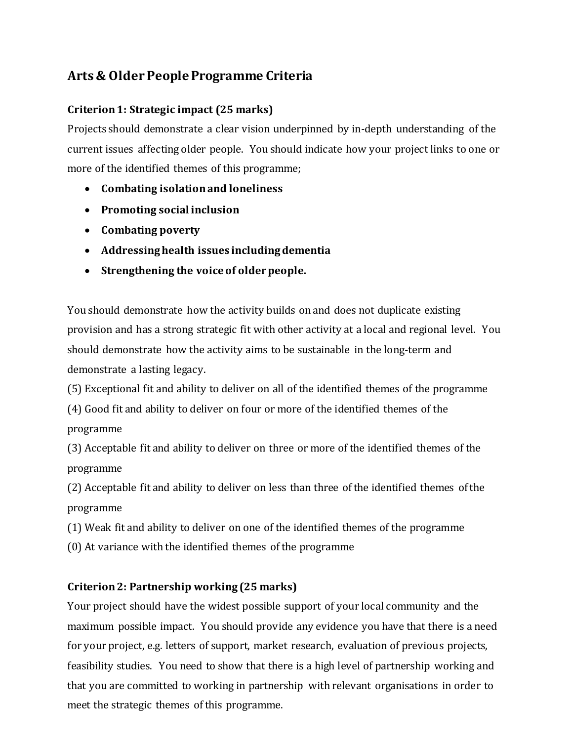## Arts & Older People Programme Criteria

### Criterion 1: Strategic impact (25 marks)

Projects should demonstrate a clear vision underpinned by in-depth understanding of the current issues affecting older people. You should indicate how your project links to one or more of the identified themes of this programme;

- **Combating isolation and loneliness**
- **Promoting social inclusion**
- **Combating poverty**
- **Addressing health issues including dementia**
- **Strengthening the voice of older people.**

You should demonstrate how the activity builds on and does not duplicate existing provision and has a strong strategic fit with other activity at a local and regional level. You should demonstrate how the activity aims to be sustainable in the long-term and demonstrate a lasting legacy.

(5) Exceptional fit and ability to deliver on all of the identified themes of the programme

(4) Good fit and ability to deliver on four or more of the identified themes of the programme

(3) Acceptable fit and ability to deliver on three or more of the identified themes of the programme

(2) Acceptable fit and ability to deliver on less than three of the identified themes of the programme

(1) Weak fit and ability to deliver on one of the identified themes of the programme

(0) At variance with the identified themes of the programme

### Criterion 2: Partnership working (25 marks)

Your project should have the widest possible support of your local community and the maximum possible impact. You should provide any evidence you have that there is a need for your project, e.g. letters of support, market research, evaluation of previous projects, feasibility studies. You need to show that there is a high level of partnership working and that you are committed to working in partnership with relevant organisations in order to meet the strategic themes of this programme.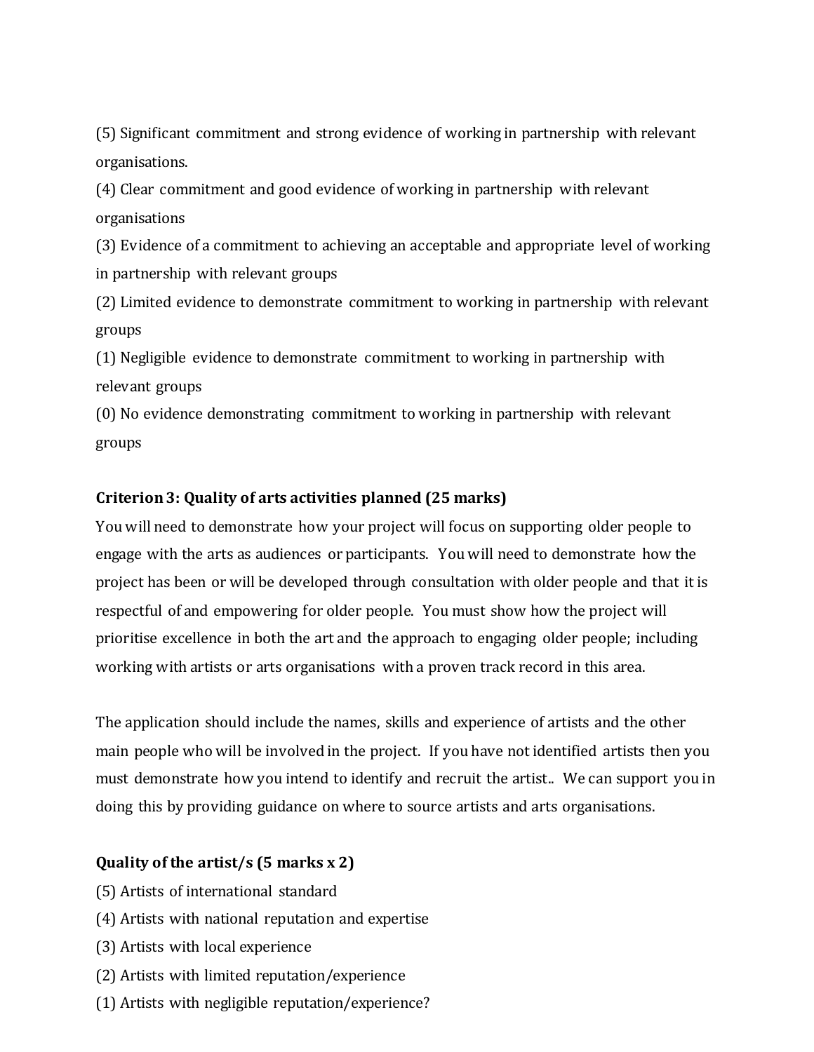(5) Significant commitment and strong evidence of working in partnership with relevant organisations.
(4) Clear commitment and good evidence of working in partnership with relevant organisations
(3) Evidence of a commitment to achieving an acceptable and appropriate level of working in partnership with relevant groups
(2) Limited evidence to demonstrate commitment to working in partnership with relevant groups
(1) Negligible evidence to demonstrate commitment to working in partnership with relevant groups
(0) No evidence demonstrating commitment to working in partnership with relevant groups

**Criterion 3: Quality of arts activities planned (25 marks)**

You will need to demonstrate how your project will focus on supporting older people to engage with the arts as audiences or participants. You will need to demonstrate how the project has been or will be developed through consultation with older people and that it is respectful of and empowering for older people. You must show how the project will prioritise excellence in both the art and the approach to engaging older people; including working with artists or arts organisations with a proven track record in this area.

The application should include the names, skills and experience of artists and the other main people who will be involved in the project. If you have not identified artists then you must demonstrate how you intend to identify and recruit the artist.. We can support you in doing this by providing guidance on where to source artists and arts organisations.

**Quality of the artist/s (5 marks x 2)**

(5) Artists of international standard
(4) Artists with national reputation and expertise
(3) Artists with local experience
(2) Artists with limited reputation/experience
(1) Artists with negligible reputation/experience?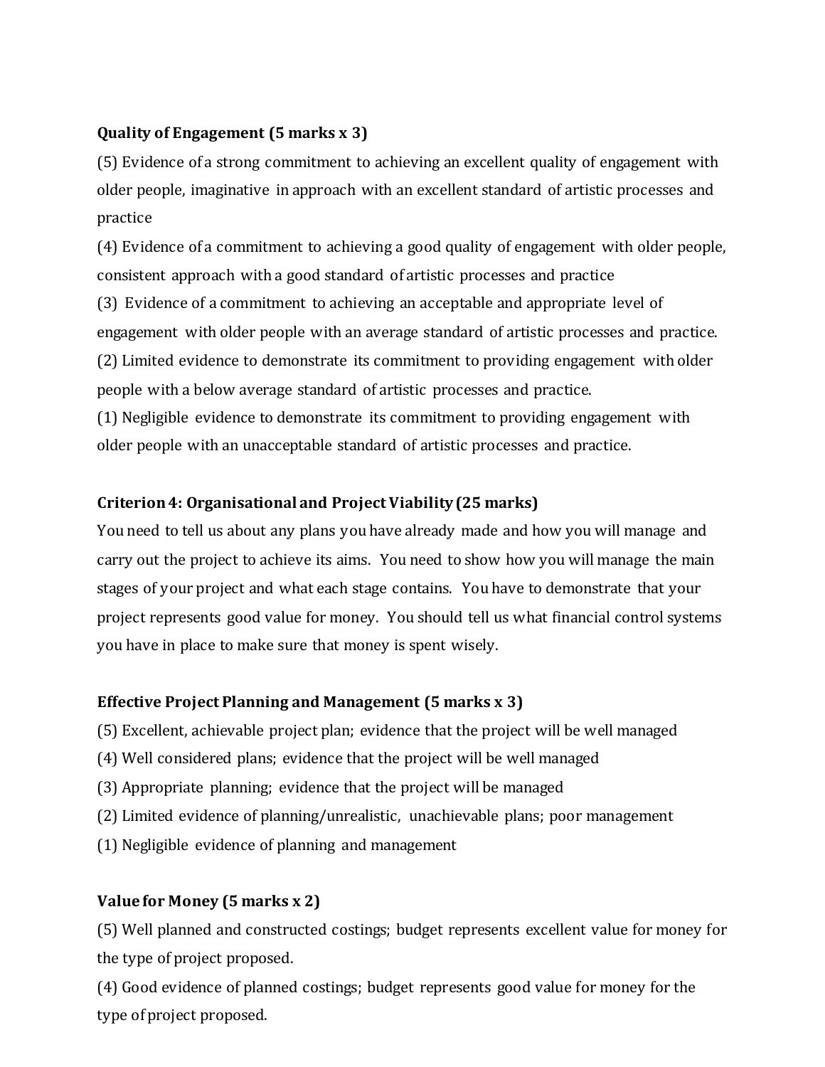**Quality of Engagement (5 marks x 3)**

(5) Evidence of a strong commitment to achieving an excellent quality of engagement with older people, imaginative in approach with an excellent standard of artistic processes and practice

(4) Evidence of a commitment to achieving a good quality of engagement with older people, consistent approach with a good standard of artistic processes and practice

(3) Evidence of a commitment to achieving an acceptable and appropriate level of engagement with older people with an average standard of artistic processes and practice.

(2) Limited evidence to demonstrate its commitment to providing engagement with older people with a below average standard of artistic processes and practice.

(1) Negligible evidence to demonstrate its commitment to providing engagement with older people with an unacceptable standard of artistic processes and practice.

**Criterion 4: Organisational and Project Viability (25 marks)**

You need to tell us about any plans you have already made and how you will manage and carry out the project to achieve its aims. You need to show how you will manage the main stages of your project and what each stage contains. You have to demonstrate that your project represents good value for money. You should tell us what financial control systems you have in place to make sure that money is spent wisely.

**Effective Project Planning and Management (5 marks x 3)**

(5) Excellent, achievable project plan; evidence that the project will be well managed

(4) Well considered plans; evidence that the project will be well managed

(3) Appropriate planning; evidence that the project will be managed

(2) Limited evidence of planning/unrealistic, unachievable plans; poor management

(1) Negligible evidence of planning and management

**Value for Money (5 marks x 2)**

(5) Well planned and constructed costings; budget represents excellent value for money for the type of project proposed.

(4) Good evidence of planned costings; budget represents good value for money for the type of project proposed.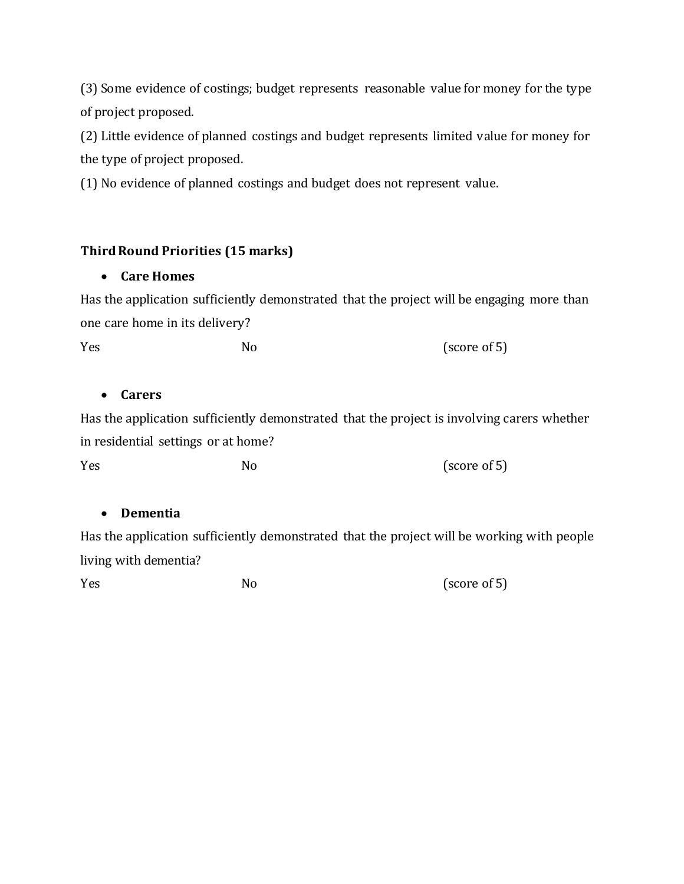(3) Some evidence of costings; budget represents reasonable value for money for the type of project proposed.

(2) Little evidence of planned costings and budget represents limited value for money for the type of project proposed.

(1) No evidence of planned costings and budget does not represent value.

**Third Round Priorities (15 marks)**

- **Care Homes**

Has the application sufficiently demonstrated that the project will be engaging more than one care home in its delivery?

Yes No (score of 5)

- **Carers**

Has the application sufficiently demonstrated that the project is involving carers whether in residential settings or at home?

Yes No (score of 5)

- **Dementia**

Has the application sufficiently demonstrated that the project will be working with people living with dementia?

Yes No (score of 5)